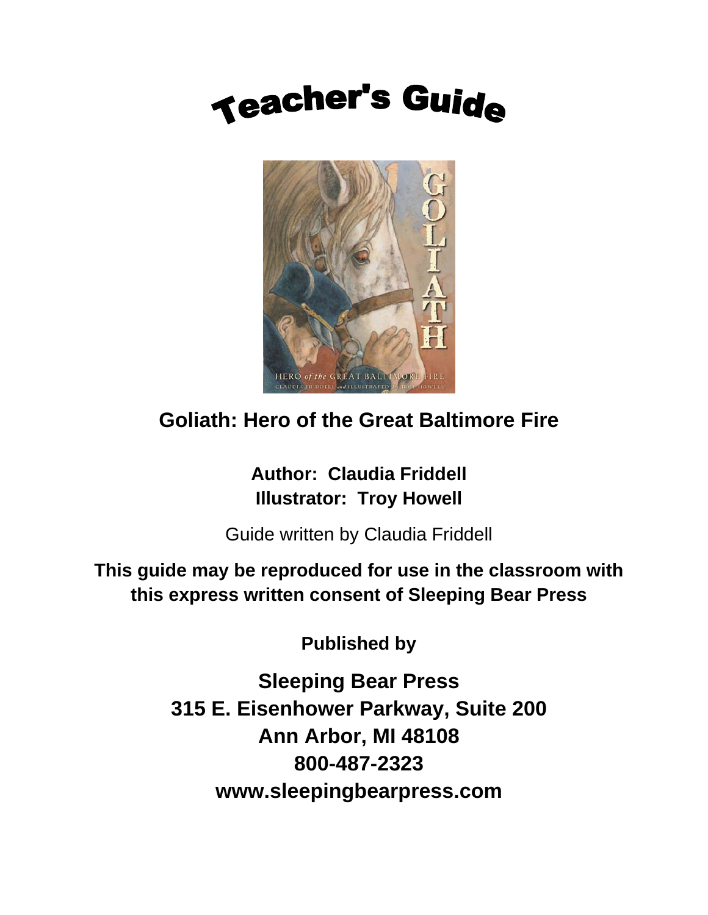# Teacher's Guide

## Goliath: Hero of the Great Baltimore Fire

**Author: Claudia Friddell**
**Illustrator: Troy Howell**

Guide written by Claudia Friddell

**This guide may be reproduced for use in the classroom with this express written consent of Sleeping Bear Press**

**Published by**

**Sleeping Bear Press**
**315 E. Eisenhower Parkway, Suite 200**
**Ann Arbor, MI 48108**
**800-487-2323**
**www.sleepingbearpress.com**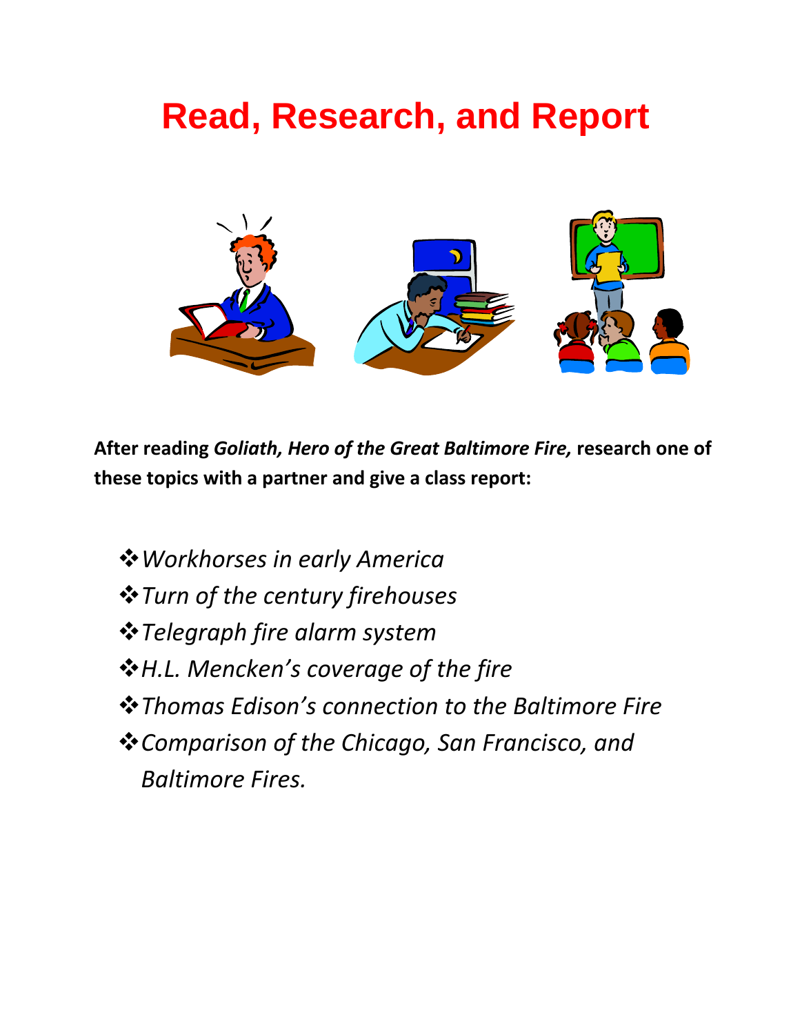# Read, Research, and Report

**After reading *Goliath, Hero of the Great Baltimore Fire,* research one of these topics with a partner and give a class report:**

- *Workhorses in early America*
- *Turn of the century firehouses*
- *Telegraph fire alarm system*
- *H.L. Mencken's coverage of the fire*
- *Thomas Edison's connection to the Baltimore Fire*
- *Comparison of the Chicago, San Francisco, and Baltimore Fires.*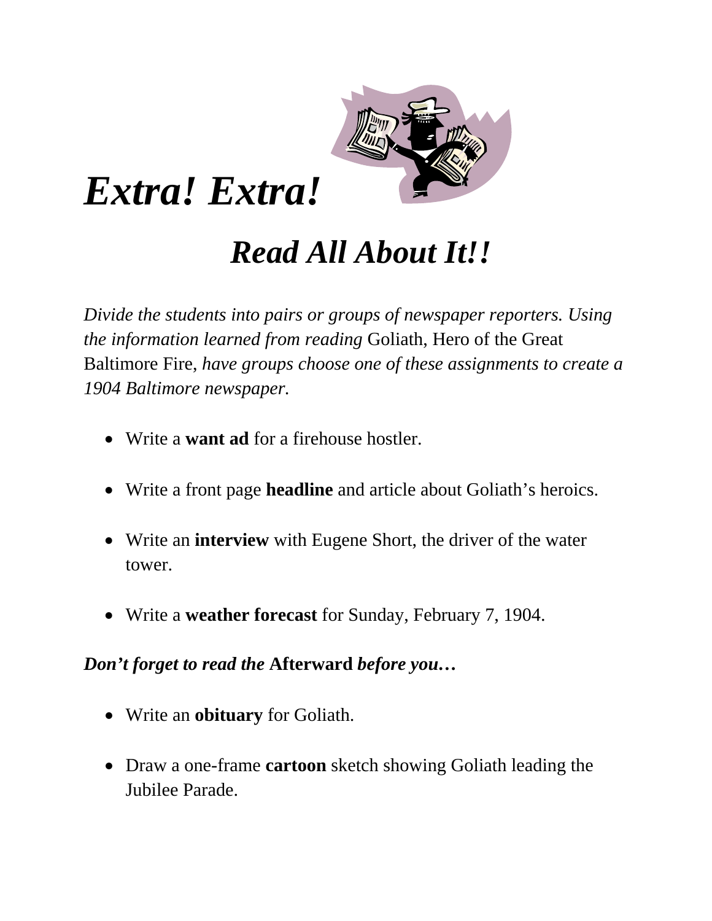# *Extra! Extra!*

## *Read All About It!!*

*Divide the students into pairs or groups of newspaper reporters. Using the information learned from reading* Goliath, Hero of the Great Baltimore Fire, *have groups choose one of these assignments to create a 1904 Baltimore newspaper.*

- Write a **want ad** for a firehouse hostler.
- Write a front page **headline** and article about Goliath's heroics.
- Write an **interview** with Eugene Short, the driver of the water tower.
- Write a **weather forecast** for Sunday, February 7, 1904.

***Don't forget to read the* Afterward *before you…***

- Write an **obituary** for Goliath.
- Draw a one-frame **cartoon** sketch showing Goliath leading the Jubilee Parade.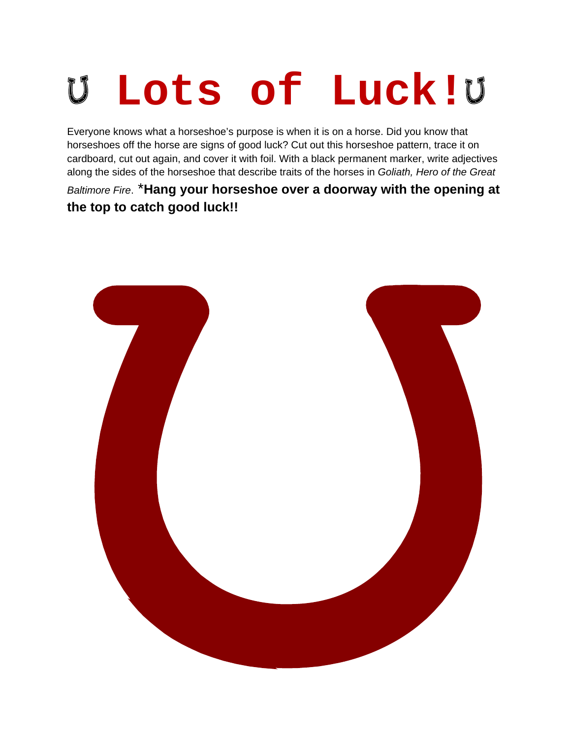# Lots of Luck!

Everyone knows what a horseshoe's purpose is when it is on a horse. Did you know that horseshoes off the horse are signs of good luck? Cut out this horseshoe pattern, trace it on cardboard, cut out again, and cover it with foil. With a black permanent marker, write adjectives along the sides of the horseshoe that describe traits of the horses in *Goliath, Hero of the Great Baltimore Fire*. ***Hang your horseshoe over a doorway with the opening at the top to catch good luck!!**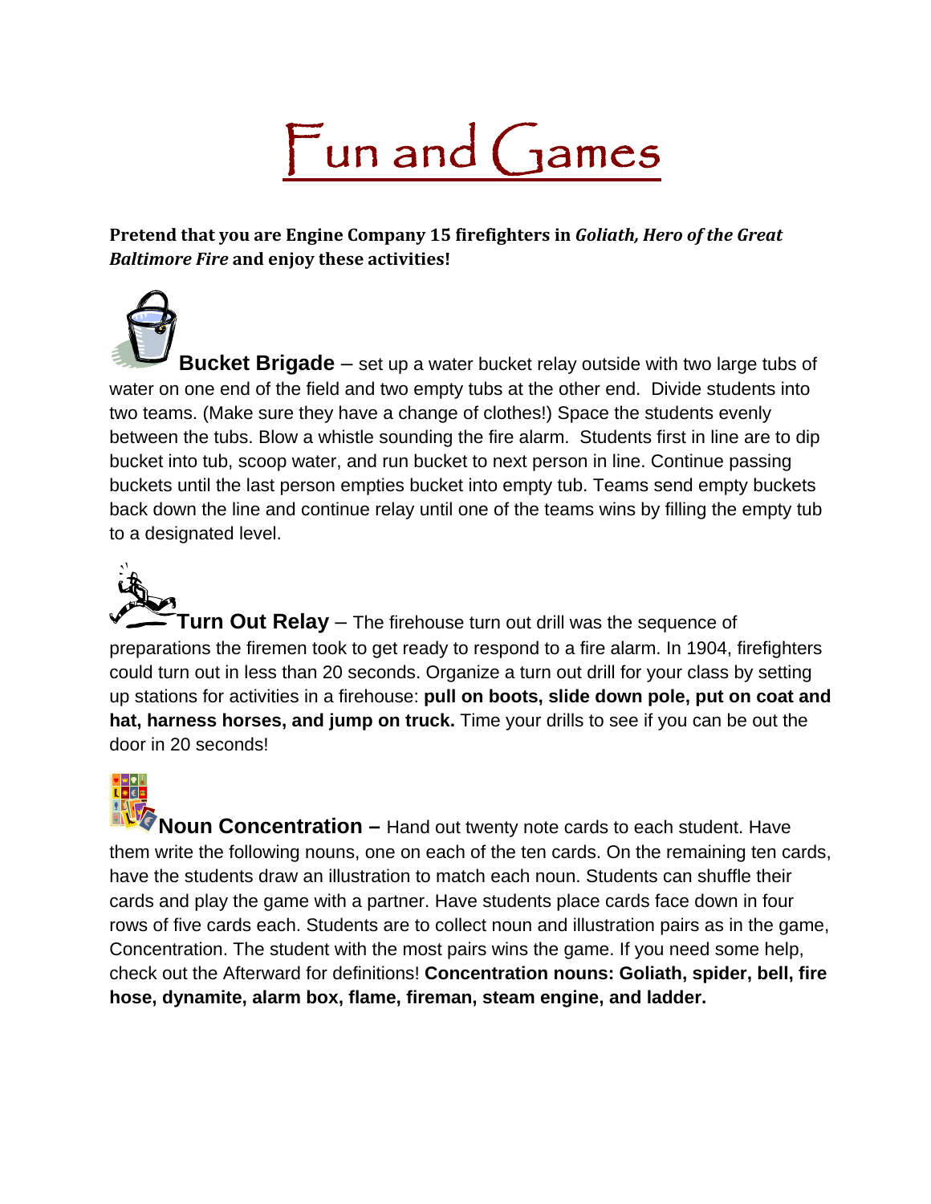# Fun and Games

**Pretend that you are Engine Company 15 firefighters in *Goliath, Hero of the Great Baltimore Fire* and enjoy these activities!**

**Bucket Brigade** – set up a water bucket relay outside with two large tubs of water on one end of the field and two empty tubs at the other end. Divide students into two teams. (Make sure they have a change of clothes!) Space the students evenly between the tubs. Blow a whistle sounding the fire alarm. Students first in line are to dip bucket into tub, scoop water, and run bucket to next person in line. Continue passing buckets until the last person empties bucket into empty tub. Teams send empty buckets back down the line and continue relay until one of the teams wins by filling the empty tub to a designated level.

**Turn Out Relay** – The firehouse turn out drill was the sequence of preparations the firemen took to get ready to respond to a fire alarm. In 1904, firefighters could turn out in less than 20 seconds. Organize a turn out drill for your class by setting up stations for activities in a firehouse: **pull on boots, slide down pole, put on coat and hat, harness horses, and jump on truck.** Time your drills to see if you can be out the door in 20 seconds!

**Noun Concentration –** Hand out twenty note cards to each student. Have them write the following nouns, one on each of the ten cards. On the remaining ten cards, have the students draw an illustration to match each noun. Students can shuffle their cards and play the game with a partner. Have students place cards face down in four rows of five cards each. Students are to collect noun and illustration pairs as in the game, Concentration. The student with the most pairs wins the game. If you need some help, check out the Afterward for definitions! **Concentration nouns: Goliath, spider, bell, fire hose, dynamite, alarm box, flame, fireman, steam engine, and ladder.**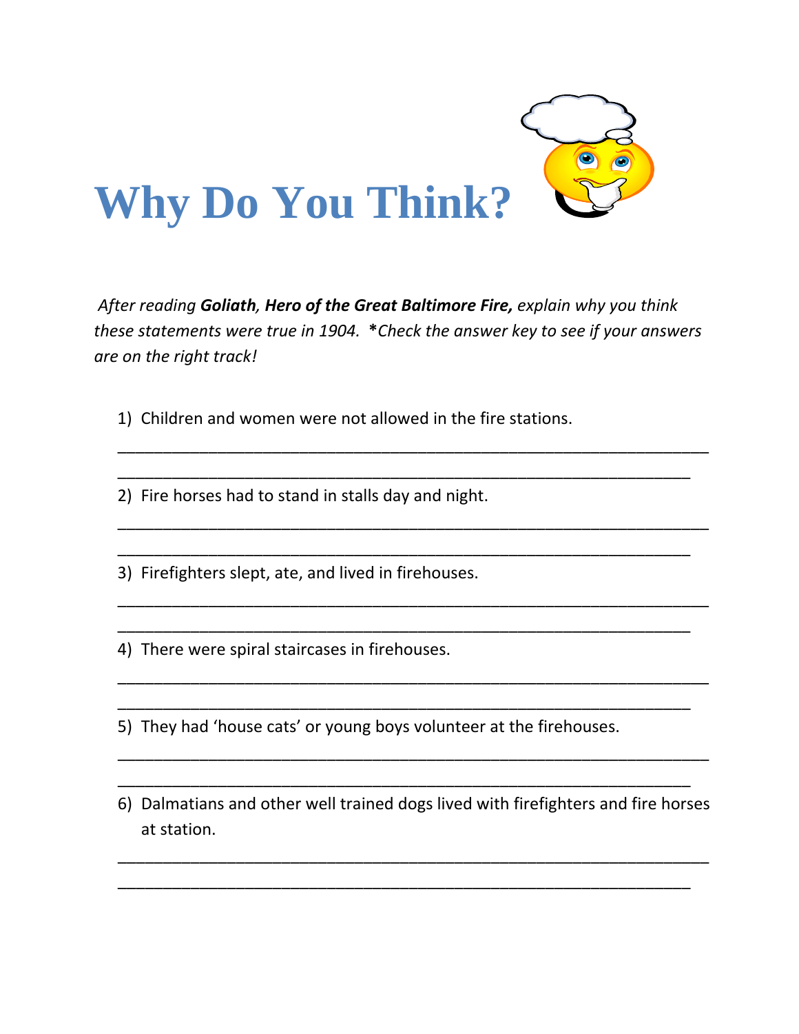# Why Do You Think?

*After reading **Goliath, Hero of the Great Baltimore Fire,** explain why you think these statements were true in 1904. **\***Check the answer key to see if your answers are on the right track!*

1) Children and women were not allowed in the fire stations.

_______________________________________________________________

_______________________________________________________________

2) Fire horses had to stand in stalls day and night.

_______________________________________________________________

_______________________________________________________________

3) Firefighters slept, ate, and lived in firehouses.

_______________________________________________________________

_______________________________________________________________

4) There were spiral staircases in firehouses.

_______________________________________________________________

_______________________________________________________________

5) They had 'house cats' or young boys volunteer at the firehouses.

_______________________________________________________________

_______________________________________________________________

6) Dalmatians and other well trained dogs lived with firefighters and fire horses at station.

_______________________________________________________________

_______________________________________________________________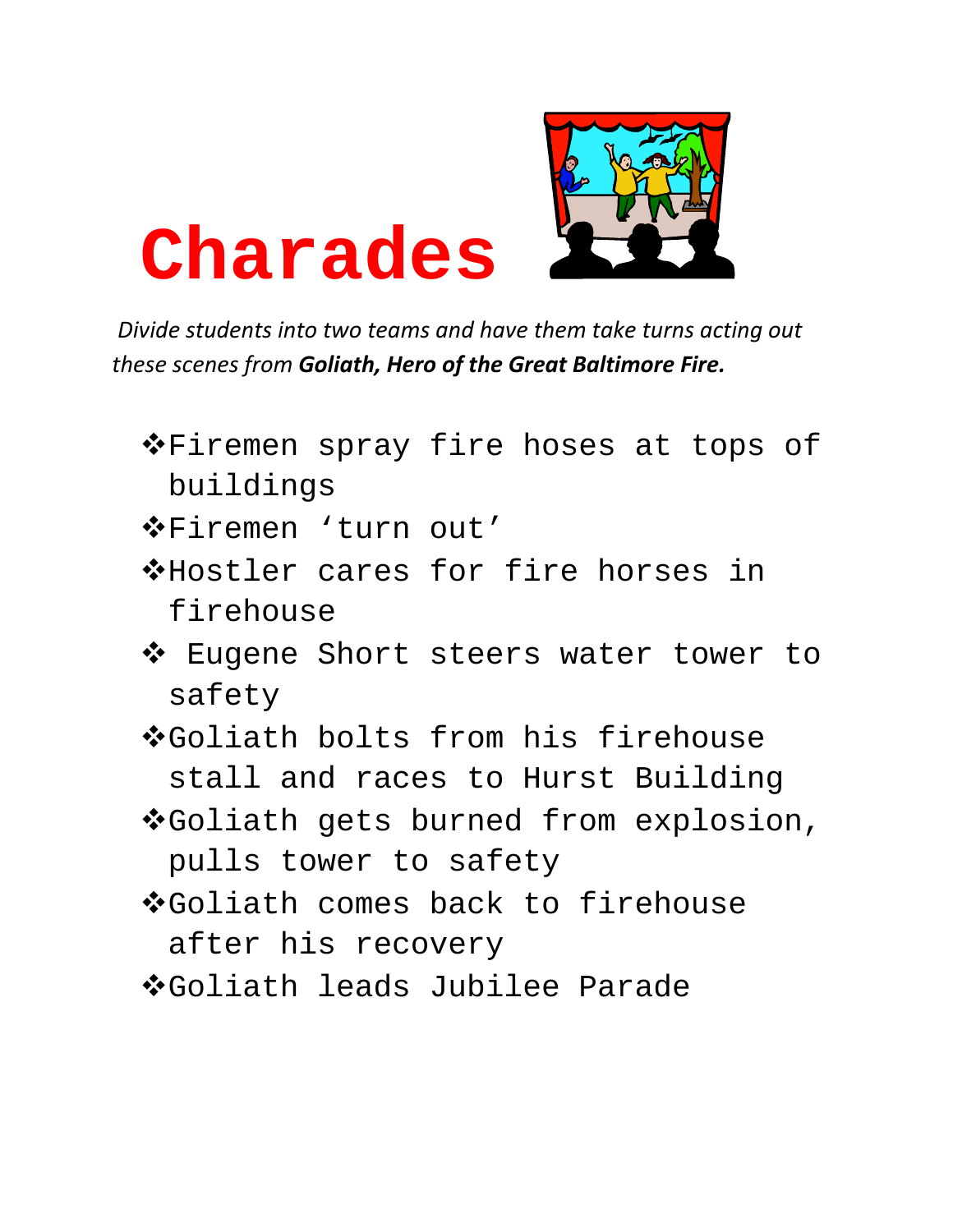# Charades

*Divide students into two teams and have them take turns acting out these scenes from* ***Goliath, Hero of the Great Baltimore Fire.***

- Firemen spray fire hoses at tops of buildings
- Firemen ‘turn out’
- Hostler cares for fire horses in firehouse
- Eugene Short steers water tower to safety
- Goliath bolts from his firehouse stall and races to Hurst Building
- Goliath gets burned from explosion, pulls tower to safety
- Goliath comes back to firehouse after his recovery
- Goliath leads Jubilee Parade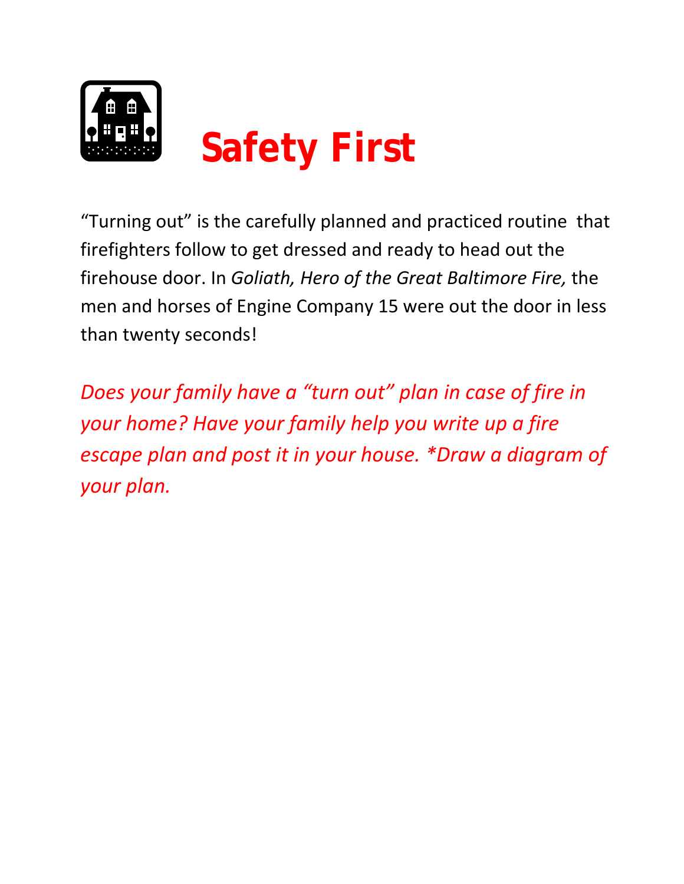# Safety First

"Turning out" is the carefully planned and practiced routine that firefighters follow to get dressed and ready to head out the firehouse door. In *Goliath, Hero of the Great Baltimore Fire,* the men and horses of Engine Company 15 were out the door in less than twenty seconds!

*Does your family have a "turn out" plan in case of fire in your home? Have your family help you write up a fire escape plan and post it in your house. *Draw a diagram of your plan.*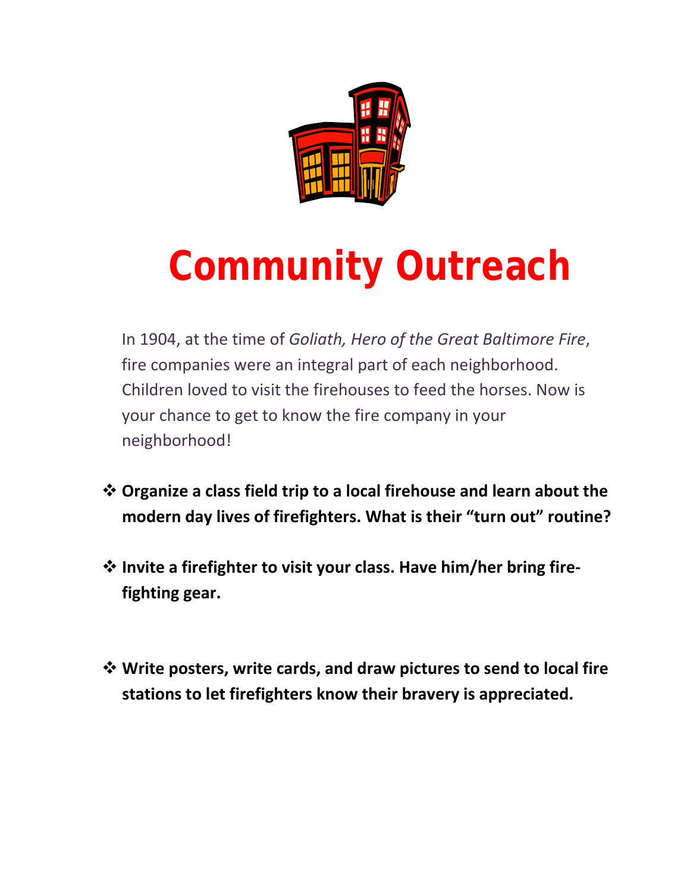# Community Outreach

In 1904, at the time of *Goliath, Hero of the Great Baltimore Fire*, fire companies were an integral part of each neighborhood. Children loved to visit the firehouses to feed the horses. Now is your chance to get to know the fire company in your neighborhood!

- **Organize a class field trip to a local firehouse and learn about the modern day lives of firefighters. What is their "turn out" routine?**
- **Invite a firefighter to visit your class. Have him/her bring fire-fighting gear.**
- **Write posters, write cards, and draw pictures to send to local fire stations to let firefighters know their bravery is appreciated.**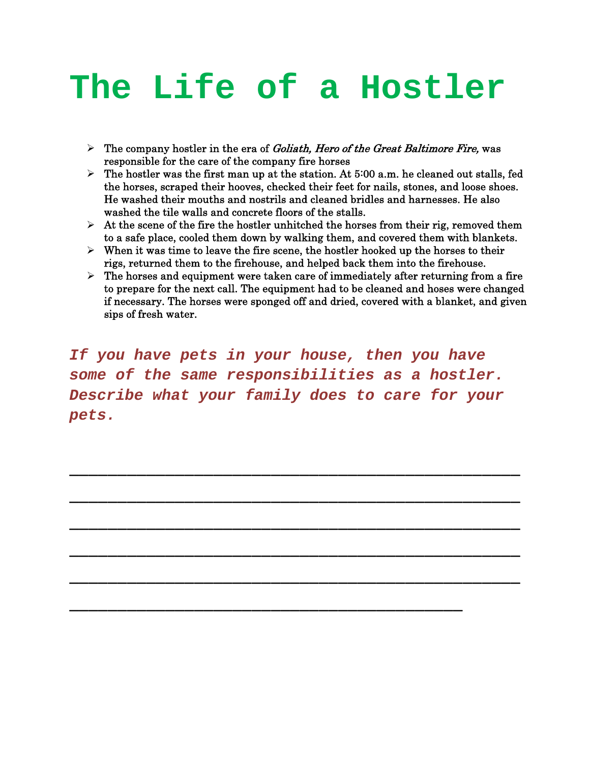# The Life of a Hostler

- The company hostler in the era of *Goliath, Hero of the Great Baltimore Fire,* was responsible for the care of the company fire horses
- The hostler was the first man up at the station. At 5:00 a.m. he cleaned out stalls, fed the horses, scraped their hooves, checked their feet for nails, stones, and loose shoes. He washed their mouths and nostrils and cleaned bridles and harnesses. He also washed the tile walls and concrete floors of the stalls.
- At the scene of the fire the hostler unhitched the horses from their rig, removed them to a safe place, cooled them down by walking them, and covered them with blankets.
- When it was time to leave the fire scene, the hostler hooked up the horses to their rigs, returned them to the firehouse, and helped back them into the firehouse.
- The horses and equipment were taken care of immediately after returning from a fire to prepare for the next call. The equipment had to be cleaned and hoses were changed if necessary. The horses were sponged off and dried, covered with a blanket, and given sips of fresh water.

***If you have pets in your house, then you have some of the same responsibilities as a hostler. Describe what your family does to care for your pets.***

______________________________________________________

______________________________________________________

______________________________________________________

______________________________________________________

______________________________________________________

_______________________________________________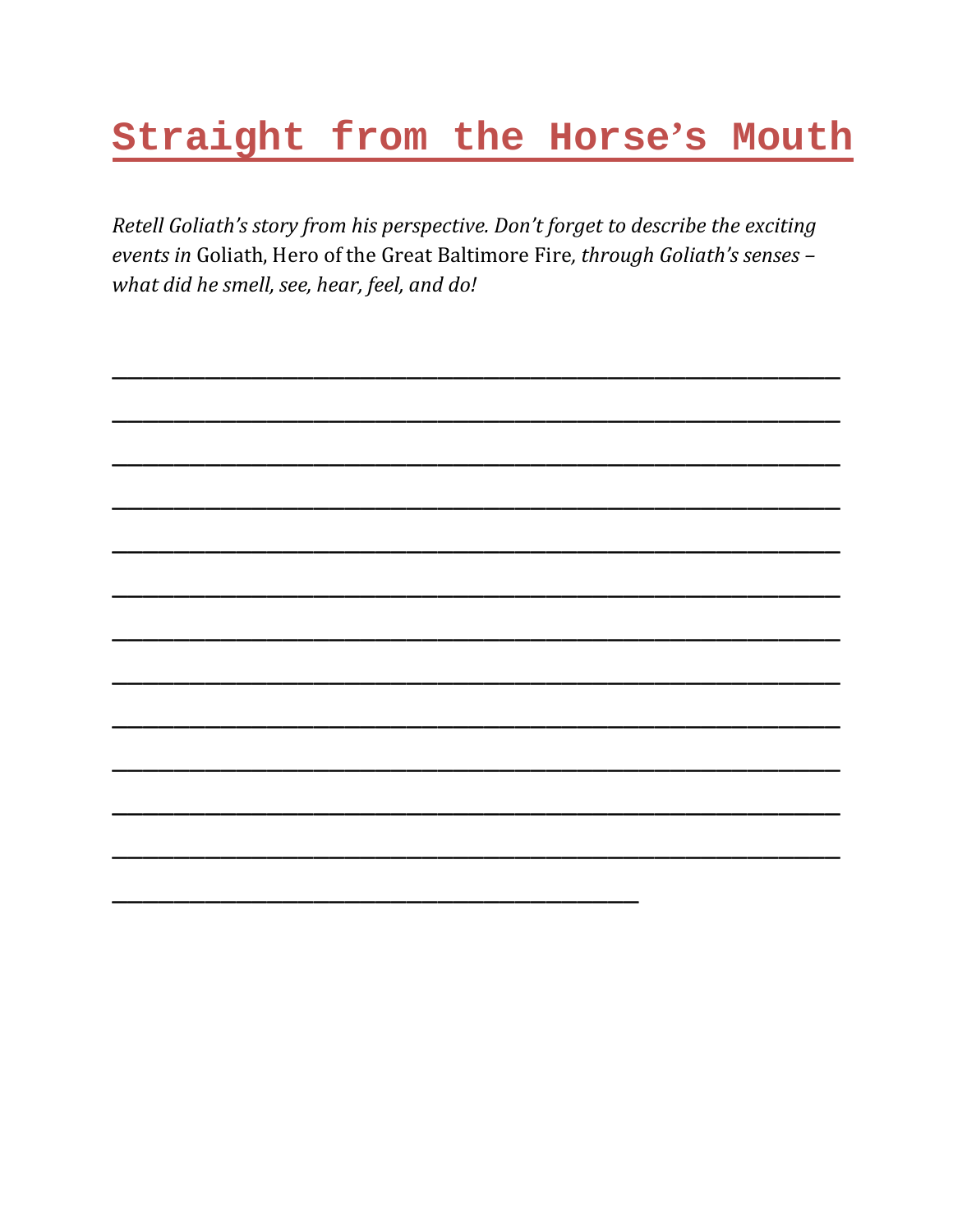# Straight from the Horse’s Mouth

*Retell Goliath’s story from his perspective. Don’t forget to describe the exciting events in* Goliath, Hero of the Great Baltimore Fire*, through Goliath’s senses – what did he smell, see, hear, feel, and do!*

______________________________________________________________________

______________________________________________________________________

______________________________________________________________________

______________________________________________________________________

______________________________________________________________________

______________________________________________________________________

______________________________________________________________________

______________________________________________________________________

______________________________________________________________________

______________________________________________________________________

______________________________________________________________________

______________________________________________________________________

__________________________________________________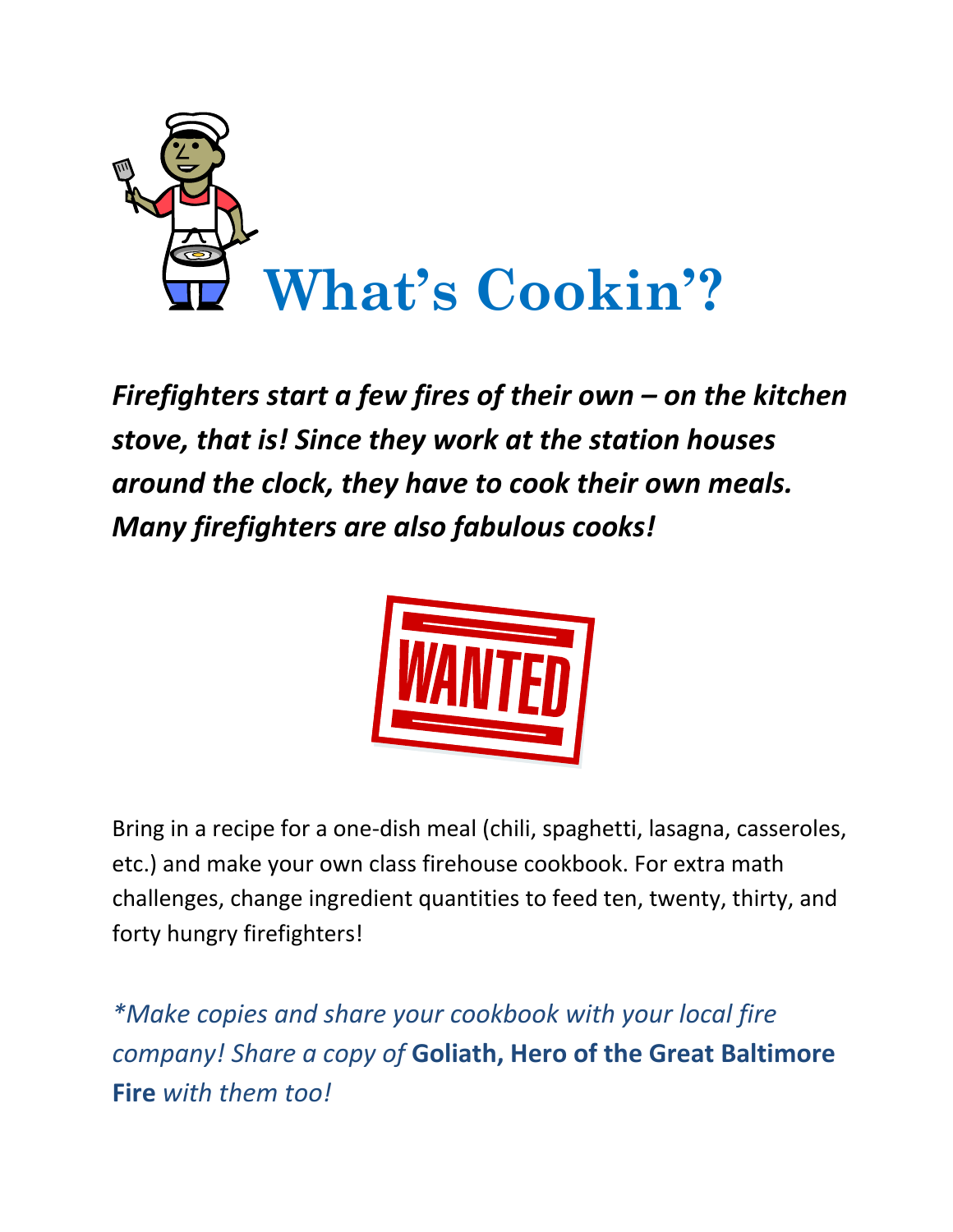# What's Cookin'?

***Firefighters start a few fires of their own – on the kitchen stove, that is! Since they work at the station houses around the clock, they have to cook their own meals. Many firefighters are also fabulous cooks!***

WANTED

Bring in a recipe for a one-dish meal (chili, spaghetti, lasagna, casseroles, etc.) and make your own class firehouse cookbook. For extra math challenges, change ingredient quantities to feed ten, twenty, thirty, and forty hungry firefighters!

*\*Make copies and share your cookbook with your local fire company! Share a copy of* **Goliath, Hero of the Great Baltimore Fire** *with them too!*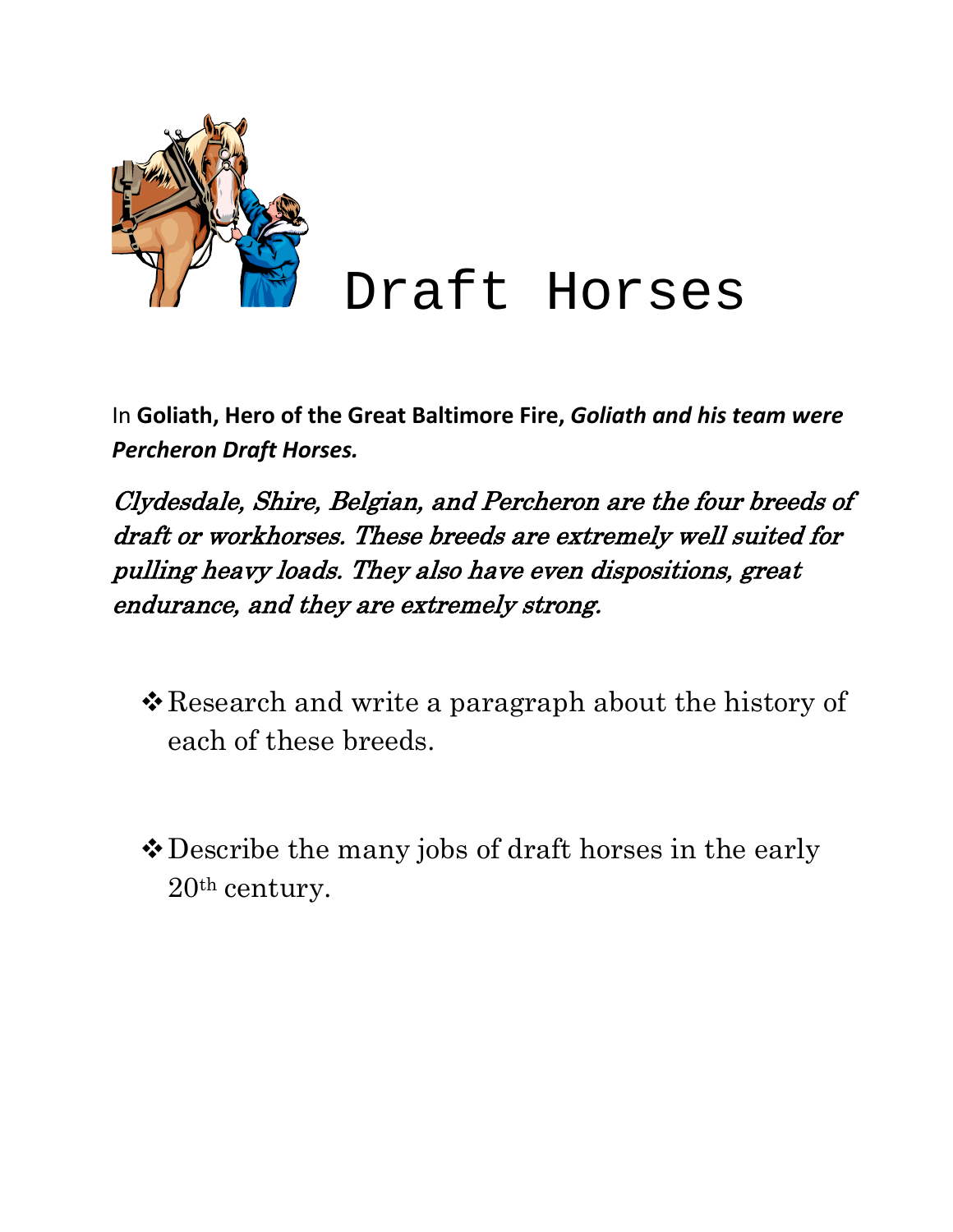# Draft Horses

In **Goliath, Hero of the Great Baltimore Fire,** ***Goliath and his team were Percheron Draft Horses.***

*Clydesdale, Shire, Belgian, and Percheron are the four breeds of draft or workhorses. These breeds are extremely well suited for pulling heavy loads. They also have even dispositions, great endurance, and they are extremely strong.*

- Research and write a paragraph about the history of each of these breeds.

- Describe the many jobs of draft horses in the early 20th century.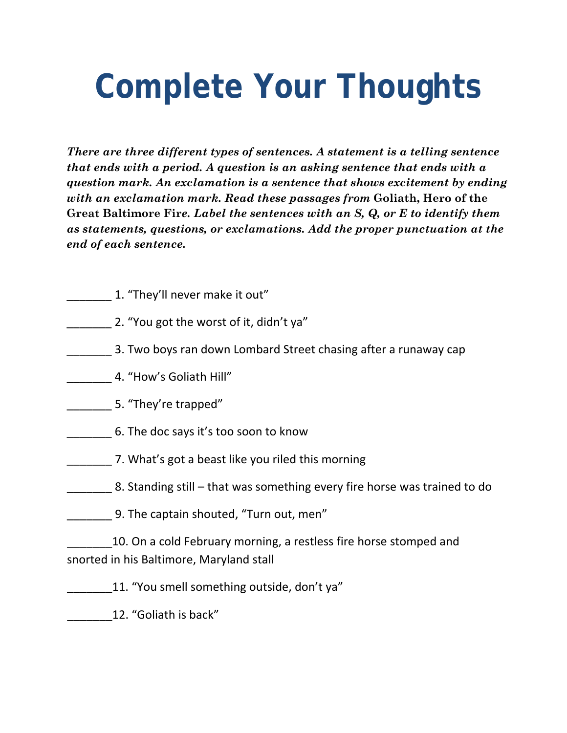# Complete Your Thoughts

***There are three different types of sentences. A statement is a telling sentence that ends with a period. A question is an asking sentence that ends with a question mark. An exclamation is a sentence that shows excitement by ending with an exclamation mark. Read these passages from* Goliath, Hero of the Great Baltimore Fire*. Label the sentences with an S, Q, or E to identify them as statements, questions, or exclamations. Add the proper punctuation at the end of each sentence.***

_______ 1. "They'll never make it out"

_______ 2. "You got the worst of it, didn't ya"

_______ 3. Two boys ran down Lombard Street chasing after a runaway cap

_______ 4. "How's Goliath Hill"

_______ 5. "They're trapped"

_______ 6. The doc says it's too soon to know

_______ 7. What's got a beast like you riled this morning

_______ 8. Standing still – that was something every fire horse was trained to do

_______ 9. The captain shouted, "Turn out, men"

_______10. On a cold February morning, a restless fire horse stomped and snorted in his Baltimore, Maryland stall

_______11. "You smell something outside, don't ya"

_______12. "Goliath is back"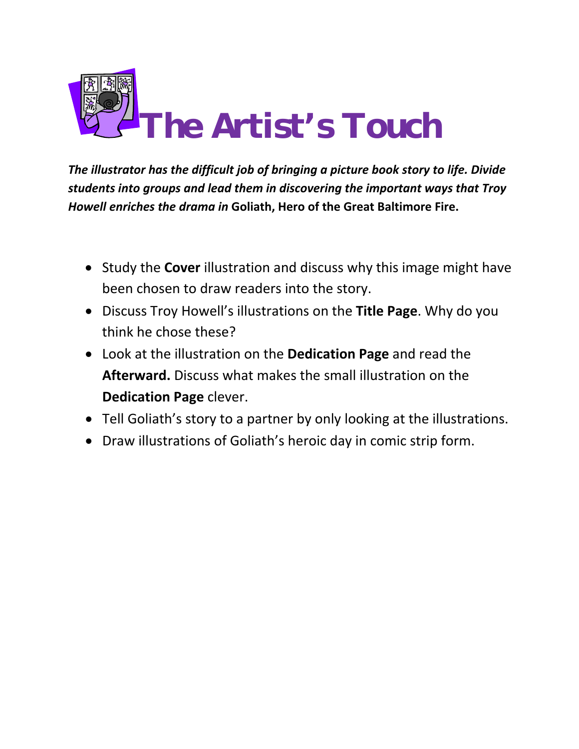# The Artist's Touch

***The illustrator has the difficult job of bringing a picture book story to life. Divide students into groups and lead them in discovering the important ways that Troy Howell enriches the drama in* Goliath, Hero of the Great Baltimore Fire.**

- Study the **Cover** illustration and discuss why this image might have been chosen to draw readers into the story.
- Discuss Troy Howell's illustrations on the **Title Page**. Why do you think he chose these?
- Look at the illustration on the **Dedication Page** and read the **Afterward.** Discuss what makes the small illustration on the **Dedication Page** clever.
- Tell Goliath's story to a partner by only looking at the illustrations.
- Draw illustrations of Goliath's heroic day in comic strip form.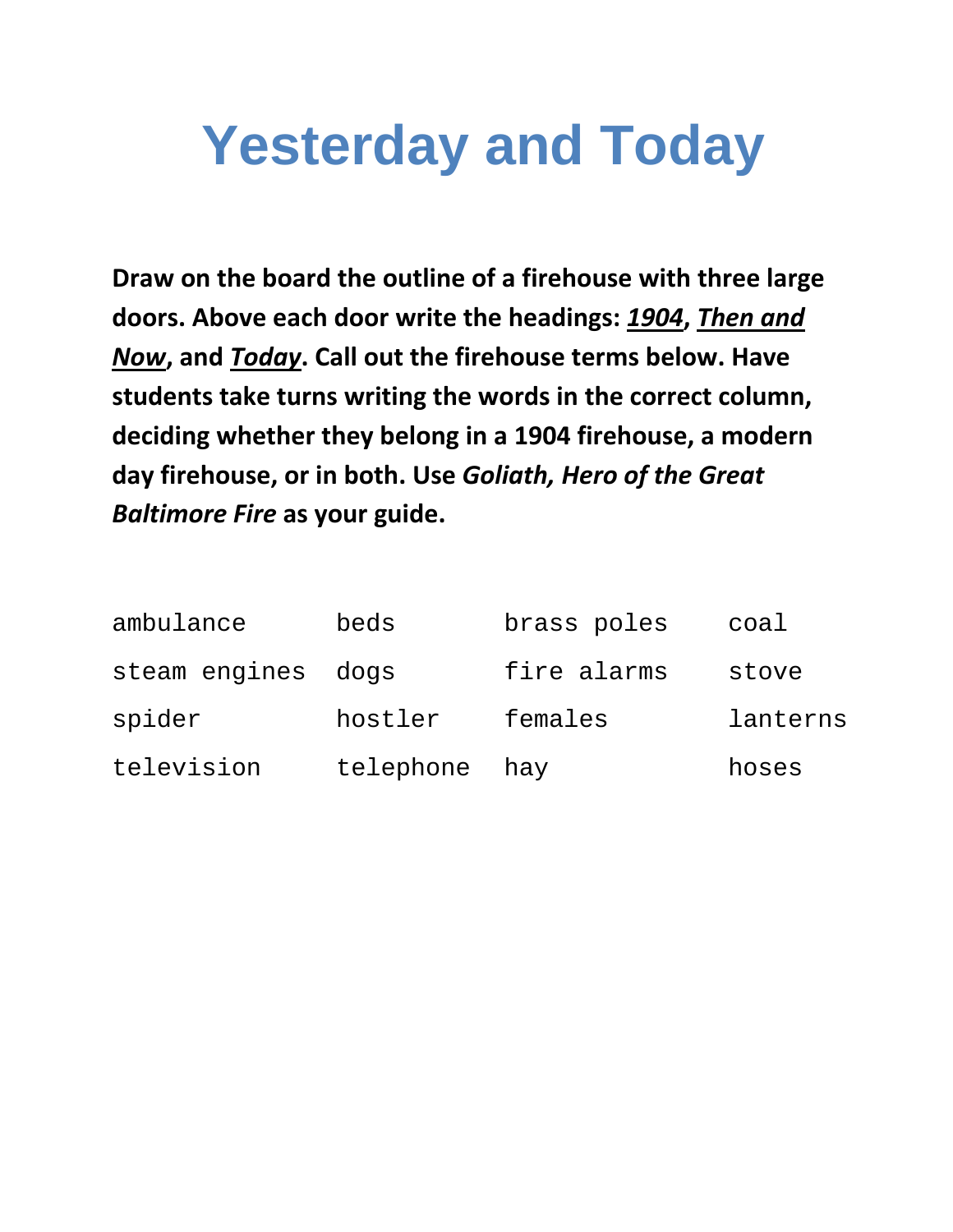# Yesterday and Today

**Draw on the board the outline of a firehouse with three large doors. Above each door write the headings: *1904*, *Then and Now*, and *Today*. Call out the firehouse terms below. Have students take turns writing the words in the correct column, deciding whether they belong in a 1904 firehouse, a modern day firehouse, or in both. Use *Goliath, Hero of the Great Baltimore Fire* as your guide.**

| | | | |
|---|---|---|---|
| ambulance | beds | brass poles | coal |
| steam engines | dogs | fire alarms | stove |
| spider | hostler | females | lanterns |
| television | telephone | hay | hoses |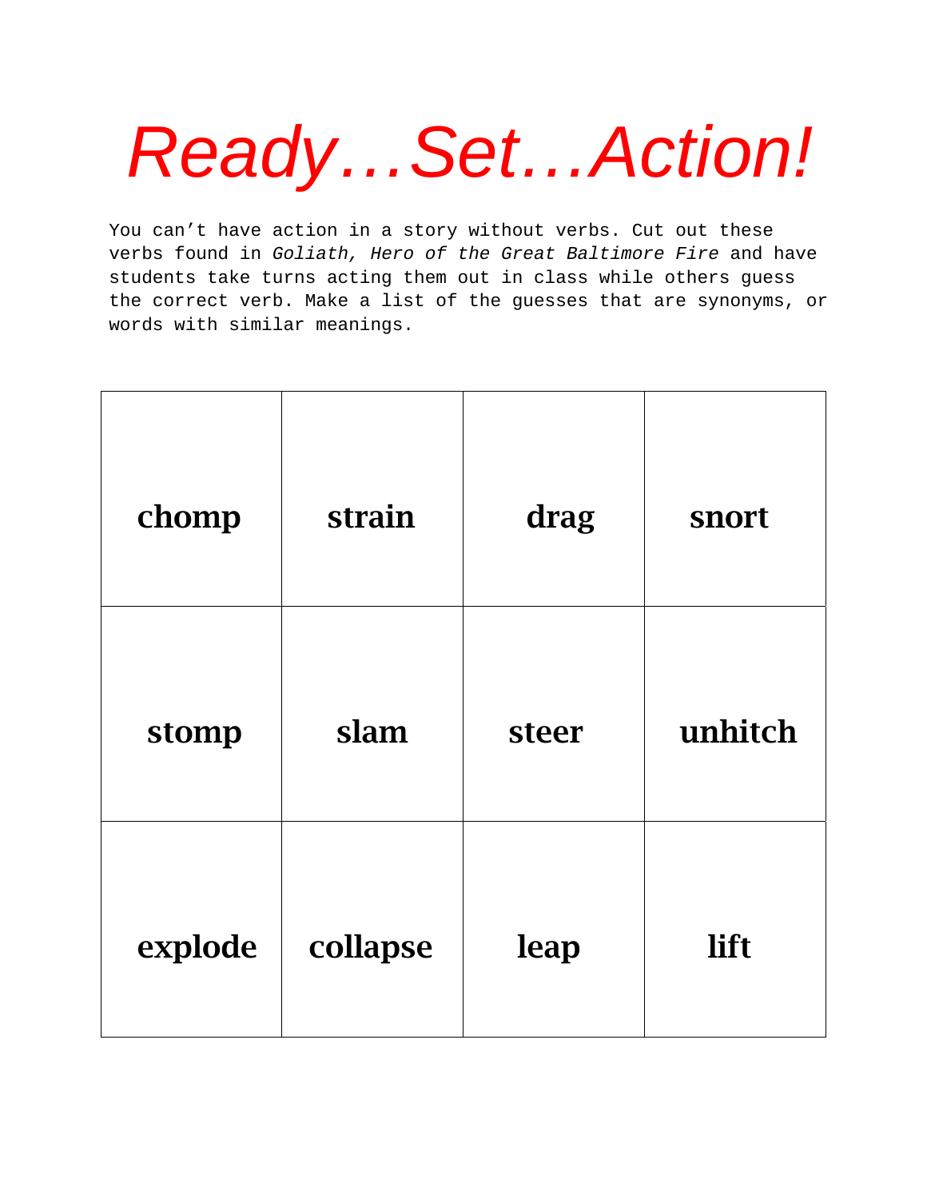# *Ready…Set…Action!*

You can't have action in a story without verbs. Cut out these verbs found in *Goliath, Hero of the Great Baltimore Fire* and have students take turns acting them out in class while others guess the correct verb. Make a list of the guesses that are synonyms, or words with similar meanings.

| | | | |
|---|---|---|---|
| **chomp** | **strain** | **drag** | **snort** |
| **stomp** | **slam** | **steer** | **unhitch** |
| **explode** | **collapse** | **leap** | **lift** |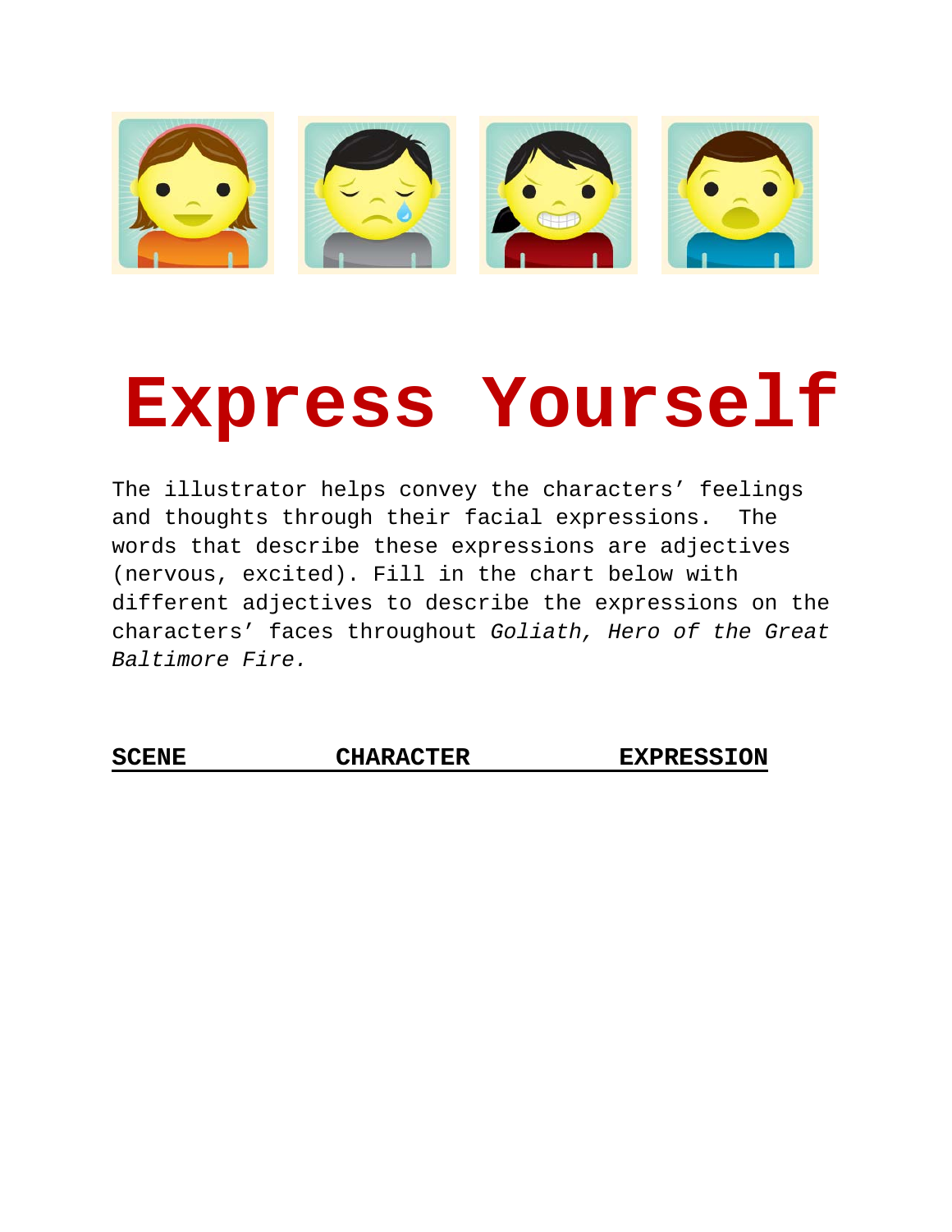# Express Yourself

The illustrator helps convey the characters' feelings and thoughts through their facial expressions. The words that describe these expressions are adjectives (nervous, excited). Fill in the chart below with different adjectives to describe the expressions on the characters' faces throughout *Goliath, Hero of the Great Baltimore Fire.*

| SCENE | CHARACTER | EXPRESSION |
|---|---|---|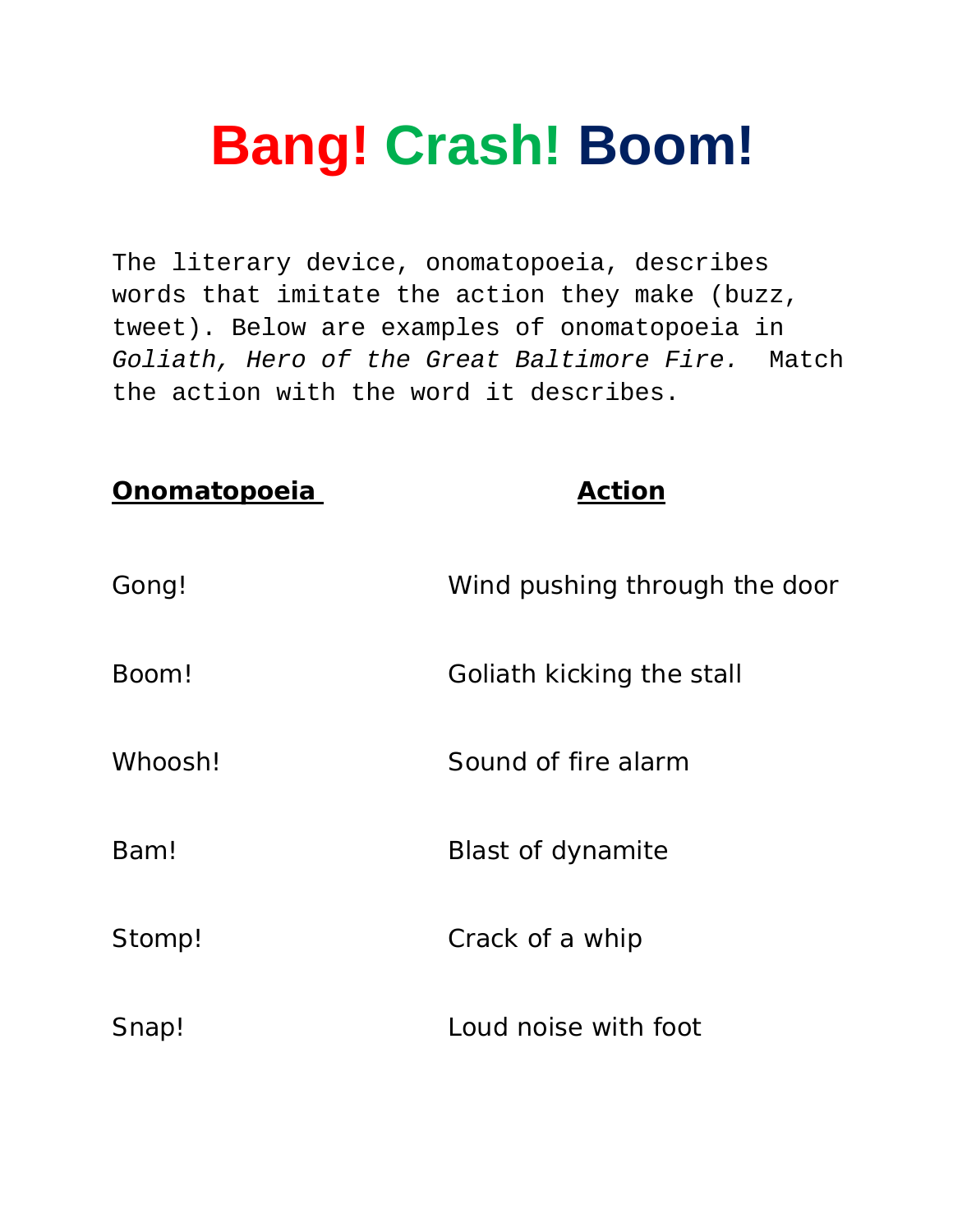# Bang! Crash! Boom!

The literary device, onomatopoeia, describes words that imitate the action they make (buzz, tweet). Below are examples of onomatopoeia in *Goliath, Hero of the Great Baltimore Fire.* Match the action with the word it describes.

| **Onomatopoeia** | **Action** |
|---|---|
| Gong! | Wind pushing through the door |
| Boom! | Goliath kicking the stall |
| Whoosh! | Sound of fire alarm |
| Bam! | Blast of dynamite |
| Stomp! | Crack of a whip |
| Snap! | Loud noise with foot |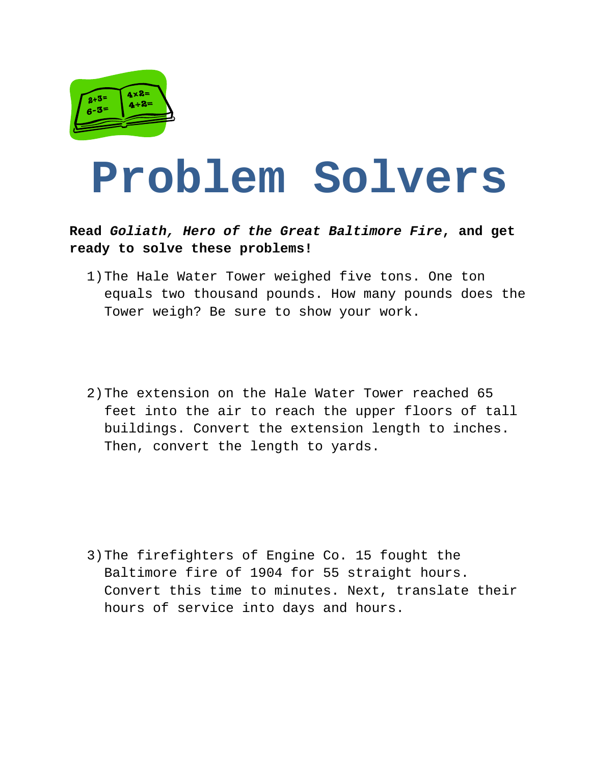# Problem Solvers

**Read *Goliath, Hero of the Great Baltimore Fire*, and get ready to solve these problems!**

1) The Hale Water Tower weighed five tons. One ton equals two thousand pounds. How many pounds does the Tower weigh? Be sure to show your work.

2) The extension on the Hale Water Tower reached 65 feet into the air to reach the upper floors of tall buildings. Convert the extension length to inches. Then, convert the length to yards.

3) The firefighters of Engine Co. 15 fought the Baltimore fire of 1904 for 55 straight hours. Convert this time to minutes. Next, translate their hours of service into days and hours.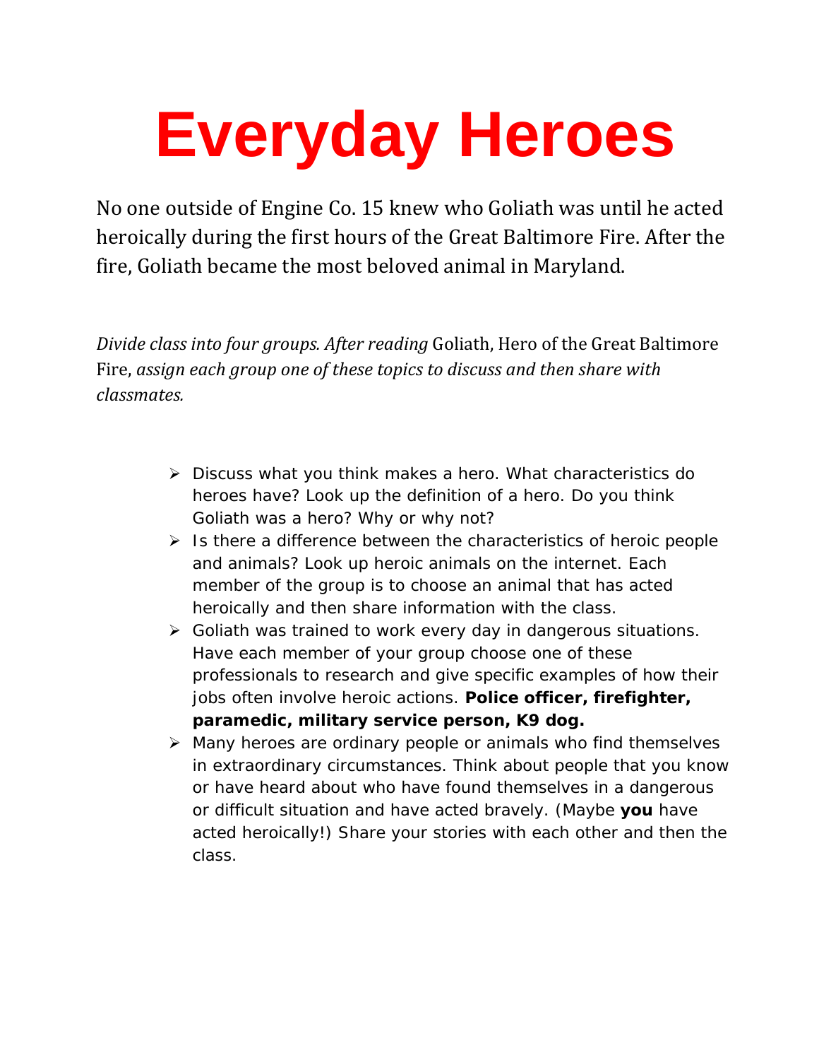# Everyday Heroes

No one outside of Engine Co. 15 knew who Goliath was until he acted heroically during the first hours of the Great Baltimore Fire. After the fire, Goliath became the most beloved animal in Maryland.

*Divide class into four groups. After reading* Goliath, Hero of the Great Baltimore Fire, *assign each group one of these topics to discuss and then share with classmates.*

- Discuss what you think makes a hero. What characteristics do heroes have? Look up the definition of a hero. Do you think Goliath was a hero? Why or why not?
- Is there a difference between the characteristics of heroic people and animals? Look up heroic animals on the internet. Each member of the group is to choose an animal that has acted heroically and then share information with the class.
- Goliath was trained to work every day in dangerous situations. Have each member of your group choose one of these professionals to research and give specific examples of how their jobs often involve heroic actions. **Police officer, firefighter, paramedic, military service person, K9 dog.**
- Many heroes are ordinary people or animals who find themselves in extraordinary circumstances. Think about people that you know or have heard about who have found themselves in a dangerous or difficult situation and have acted bravely. (Maybe **you** have acted heroically!) Share your stories with each other and then the class.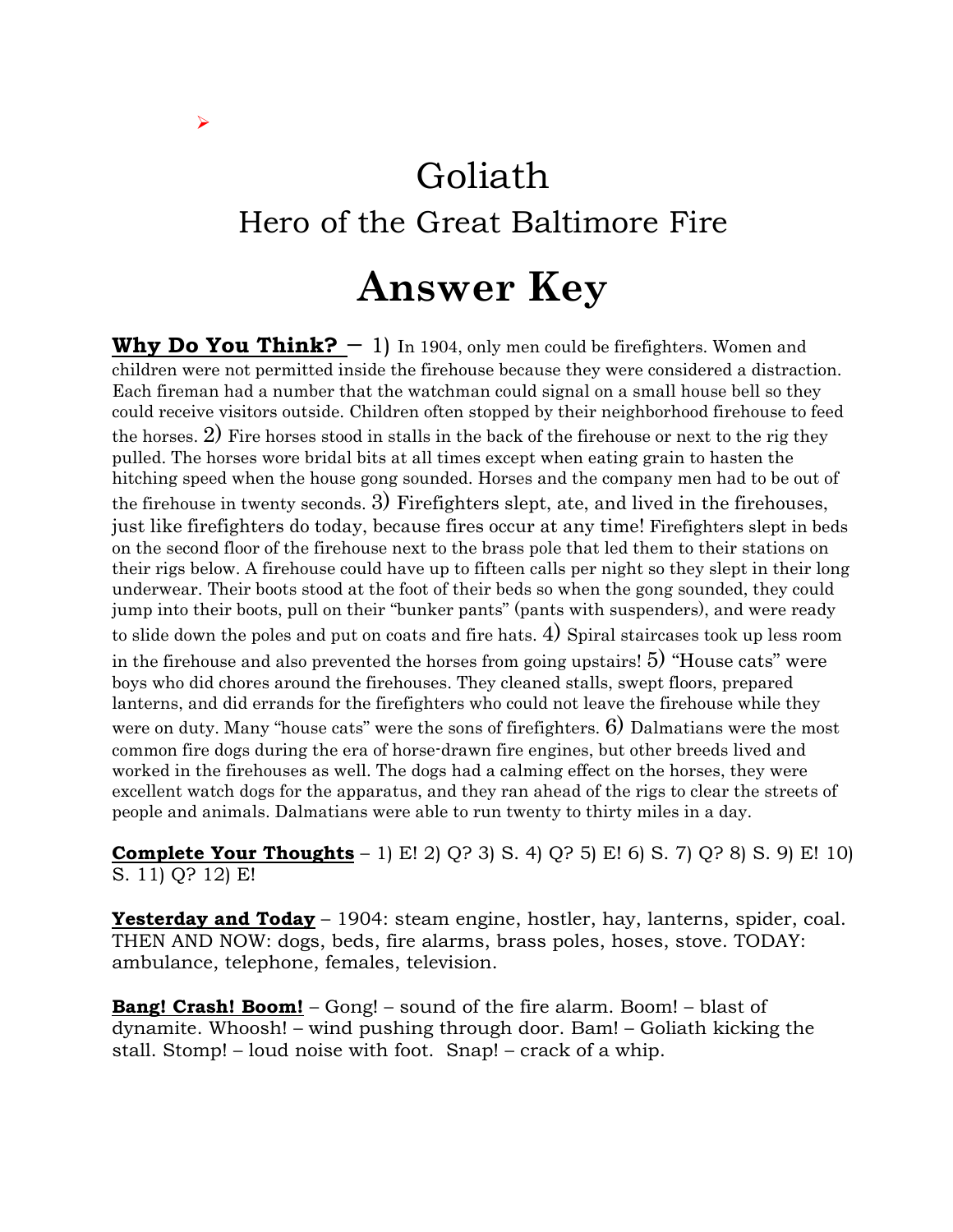# Goliath

## Hero of the Great Baltimore Fire

# Answer Key

**Why Do You Think?** – 1) In 1904, only men could be firefighters. Women and children were not permitted inside the firehouse because they were considered a distraction. Each fireman had a number that the watchman could signal on a small house bell so they could receive visitors outside. Children often stopped by their neighborhood firehouse to feed the horses. 2) Fire horses stood in stalls in the back of the firehouse or next to the rig they pulled. The horses wore bridal bits at all times except when eating grain to hasten the hitching speed when the house gong sounded. Horses and the company men had to be out of the firehouse in twenty seconds. 3) Firefighters slept, ate, and lived in the firehouses, just like firefighters do today, because fires occur at any time! Firefighters slept in beds on the second floor of the firehouse next to the brass pole that led them to their stations on their rigs below. A firehouse could have up to fifteen calls per night so they slept in their long underwear. Their boots stood at the foot of their beds so when the gong sounded, they could jump into their boots, pull on their "bunker pants" (pants with suspenders), and were ready to slide down the poles and put on coats and fire hats. 4) Spiral staircases took up less room in the firehouse and also prevented the horses from going upstairs! 5) "House cats" were boys who did chores around the firehouses. They cleaned stalls, swept floors, prepared lanterns, and did errands for the firefighters who could not leave the firehouse while they were on duty. Many "house cats" were the sons of firefighters. 6) Dalmatians were the most common fire dogs during the era of horse-drawn fire engines, but other breeds lived and worked in the firehouses as well. The dogs had a calming effect on the horses, they were excellent watch dogs for the apparatus, and they ran ahead of the rigs to clear the streets of people and animals. Dalmatians were able to run twenty to thirty miles in a day.

**Complete Your Thoughts** – 1) E! 2) Q? 3) S. 4) Q? 5) E! 6) S. 7) Q? 8) S. 9) E! 10) S. 11) Q? 12) E!

**Yesterday and Today** – 1904: steam engine, hostler, hay, lanterns, spider, coal. THEN AND NOW: dogs, beds, fire alarms, brass poles, hoses, stove. TODAY: ambulance, telephone, females, television.

**Bang! Crash! Boom!** – Gong! – sound of the fire alarm. Boom! – blast of dynamite. Whoosh! – wind pushing through door. Bam! – Goliath kicking the stall. Stomp! – loud noise with foot. Snap! – crack of a whip.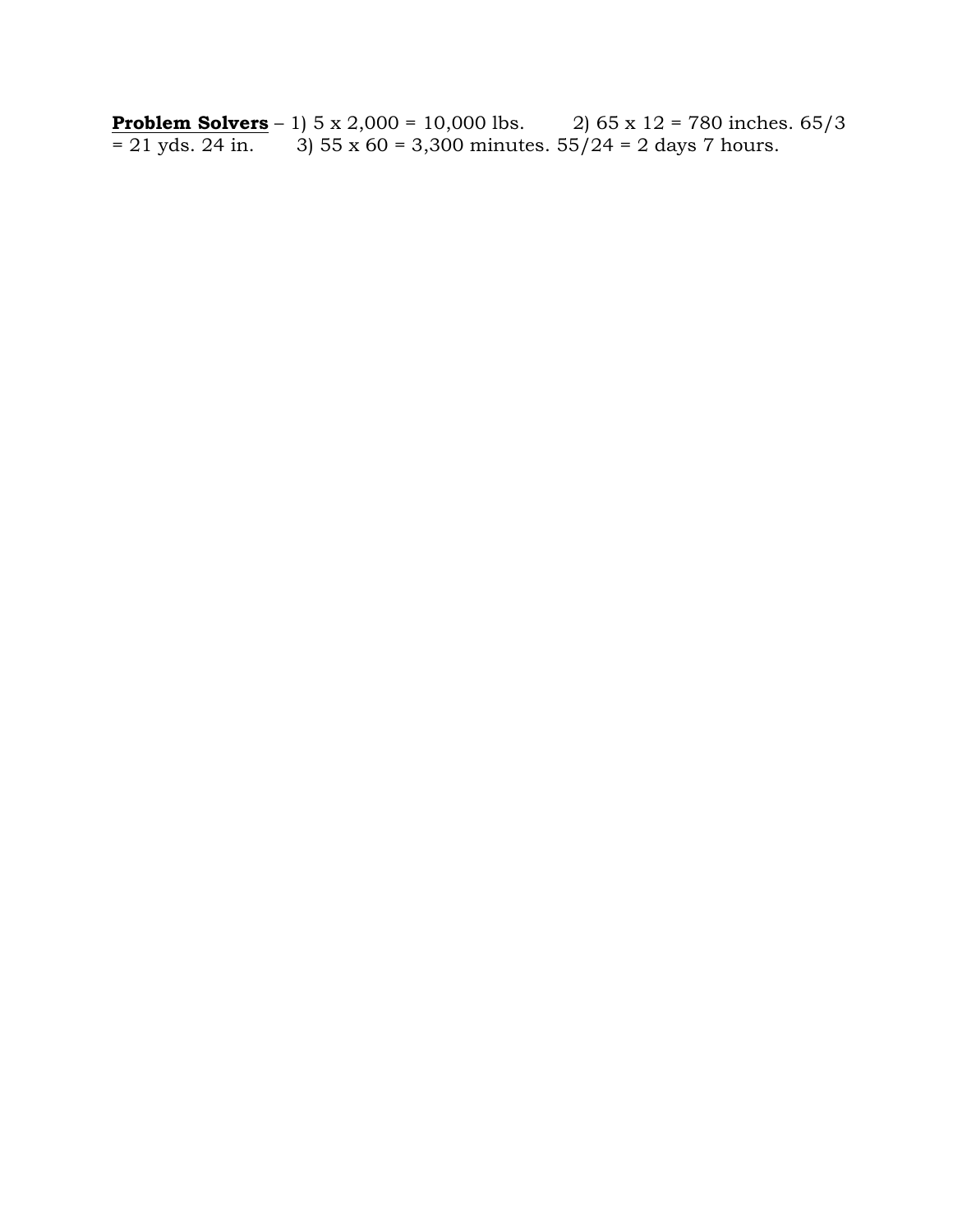**<u>Problem Solvers</u>** – 1) 5 x 2,000 = 10,000 lbs. 2) 65 x 12 = 780 inches. 65/3 = 21 yds. 24 in. 3) 55 x 60 = 3,300 minutes. 55/24 = 2 days 7 hours.